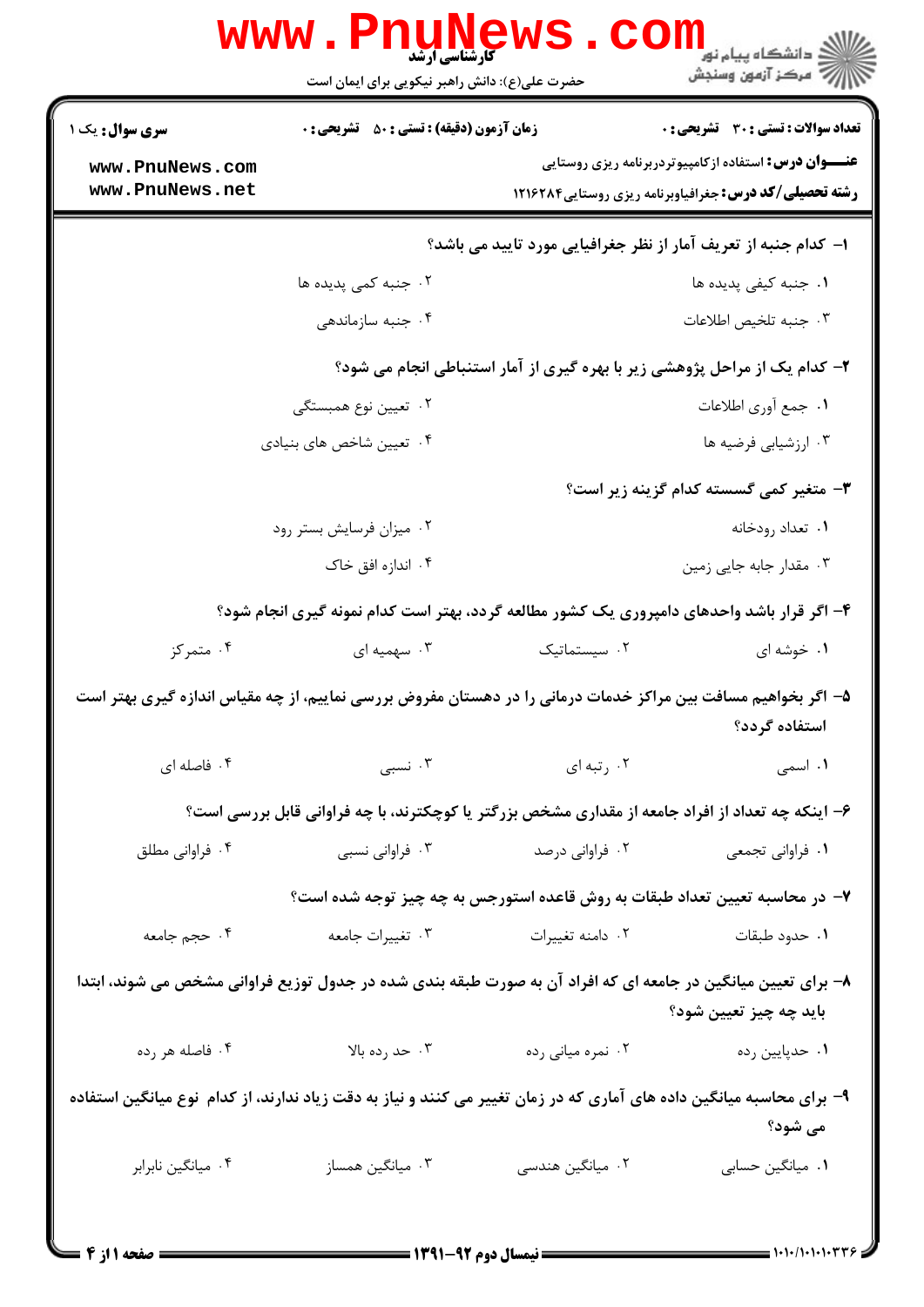**سری سوال:** یک ۱

**زمان آزمون (دقیقه) : تستی : ۵۰ تشریحی : ۰**

**تعداد سوالات : تستی : ۳۰ تشریحی : ۰**

**عنـــوان درس:** استفاده ازکامپیوتردربرنامه ریزی روستایی

**رشته تحصیلی/کد درس:** جغرافیاوبرنامه ریزی روستایی۱۲۱۶۲۸۴

**۱- کدام جنبه از تعریف آمار از نظر جغرافیایی مورد تایید می باشد؟**

۱. جنبه کیفی پدیده ها
۲. جنبه کمی پدیده ها
۳. جنبه تلخیص اطلاعات
۴. جنبه سازماندهی

**۲- کدام یک از مراحل پژوهشی زیر با بهره گیری از آمار استنباطی انجام می شود؟**

۱. جمع آوری اطلاعات
۲. تعیین نوع همبستگی
۳. ارزشیابی فرضیه ها
۴. تعیین شاخص های بنیادی

**۳- متغیر کمی گسسته کدام گزینه زیر است؟**

۱. تعداد رودخانه
۲. میزان فرسایش بستر رود
۳. مقدار جابه جایی زمین
۴. اندازه افق خاک

**۴- اگر قرار باشد واحدهای دامپروری یک کشور مطالعه گردد، بهتر است کدام نمونه گیری انجام شود؟**

۱. خوشه ای
۲. سیستماتیک
۳. سهمیه ای
۴. متمرکز

**۵- اگر بخواهیم مسافت بین مراکز خدمات درمانی را در دهستان مفروض بررسی نماییم، از چه مقیاس اندازه گیری بهتر است استفاده گردد؟**

۱. اسمی
۲. رتبه ای
۳. نسبی
۴. فاصله ای

**۶- اینکه چه تعداد از افراد جامعه از مقداری مشخص بزرگتر یا کوچکترند، با چه فراوانی قابل بررسی است؟**

۱. فراوانی تجمعی
۲. فراوانی درصد
۳. فراوانی نسبی
۴. فراوانی مطلق

**۷- در محاسبه تعیین تعداد طبقات به روش قاعده استورجس به چه چیز توجه شده است؟**

۱. حدود طبقات
۲. دامنه تغییرات
۳. تغییرات جامعه
۴. حجم جامعه

**۸- برای تعیین میانگین در جامعه ای که افراد آن به صورت طبقه بندی شده در جدول توزیع فراوانی مشخص می شوند، ابتدا باید چه چیز تعیین شود؟**

۱. حدپایین رده
۲. نمره میانی رده
۳. حد رده بالا
۴. فاصله هر رده

**۹- برای محاسبه میانگین داده های آماری که در زمان تغییر می کنند و نیاز به دقت زیاد ندارند، از کدام نوع میانگین استفاده می شود؟**

۱. میانگین حسابی
۲. میانگین هندسی
۳. میانگین همساز
۴. میانگین نابرابر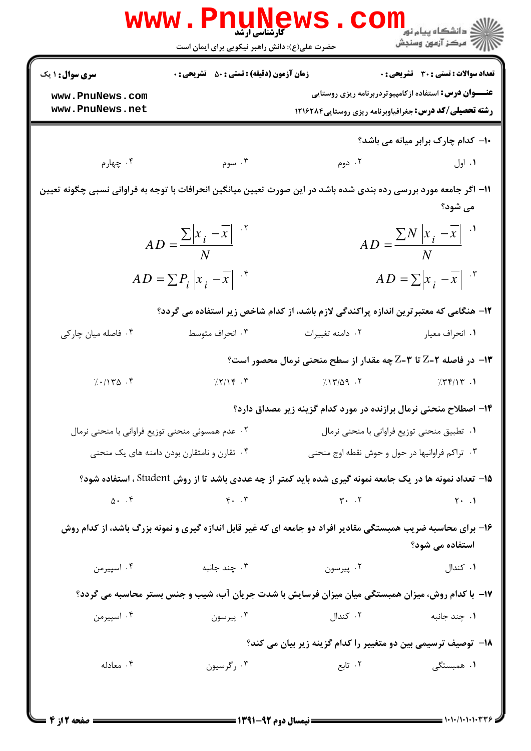**سری سوال:** ۱ یک | **زمان آزمون (دقیقه):** تستی : ۵۰ تشریحی : ۰ | **تعداد سوالات:** تستی : ۳۰ تشریحی : ۰

**عنـــوان درس:** استفاده ازکامپیوتردربرنامه ریزی روستایی

**رشته تحصیلی/کد درس:** جغرافیاوبرنامه ریزی روستایی۱۲۱۶۲۸۴

۱۰- کدام چارک برابر میانه می باشد؟

۱. اول ۲. دوم ۳. سوم ۴. چهارم

۱۱- اگر جامعه مورد بررسی رده بندی شده باشد در این صورت تعیین میانگین انحرافات با توجه به فراوانی نسبی چگونه تعیین می شود؟

۱. $AD = \dfrac{\sum N \left|x_i - \overline{x}\right|}{N}$

۲. $AD = \dfrac{\sum \left|x_i - \overline{x}\right|}{N}$

۳. $AD = \sum \left|x_i - \overline{x}\right|$

۴. $AD = \sum P_i \left|x_i - \overline{x}\right|$

۱۲- هنگامی که معتبرترین اندازه پراکندگی لازم باشد، از کدام شاخص زیر استفاده می گردد؟

۱. انحراف معیار ۲. دامنه تغییرات ۳. انحراف متوسط ۴. فاصله میان چارکی

۱۳- در فاصله Z=۲ تا Z=۳ چه مقدار از سطح منحنی نرمال محصور است؟

۱. ٪۳۴/۱۳ ۲. ٪۱۳/۵۹ ۳. ٪۲/۱۴ ۴. ٪۰/۱۳۵

۱۴- اصطلاح منحنی نرمال برازنده در مورد کدام گزینه زیر مصداق دارد؟

۱. تطبیق منحنی توزیع فراوانی با منحنی نرمال
۲. عدم همسوئی منحنی توزیع فراوانی با منحنی نرمال
۳. تراکم فراوانیها در حول و حوش نقطه اوج منحنی
۴. تقارن و نامتقارن بودن دامنه های یک منحنی

۱۵- تعداد نمونه ها در یک جامعه نمونه گیری شده باید کمتر از چه عددی باشد تا از روش Student ، استفاده شود؟

۱. ۲۰ ۲. ۳۰ ۳. ۴۰ ۴. ۵۰

۱۶- برای محاسبه ضریب همبستگی مقادیر افراد دو جامعه ای که غیر قابل اندازه گیری و نمونه بزرگ باشد، از کدام روش استفاده می شود؟

۱. کندال ۲. پیرسون ۳. چند جانبه ۴. اسپیرمن

۱۷- با کدام روش، میزان همبستگی میان میزان فرسایش با شدت جریان آب، شیب و جنس بستر محاسبه می گردد؟

۱. چند جانبه ۲. کندال ۳. پیرسون ۴. اسپیرمن

۱۸- توصیف ترسیمی بین دو متغییر را کدام گزینه زیر بیان می کند؟

۱. همبستگی ۲. تابع ۳. رگرسیون ۴. معادله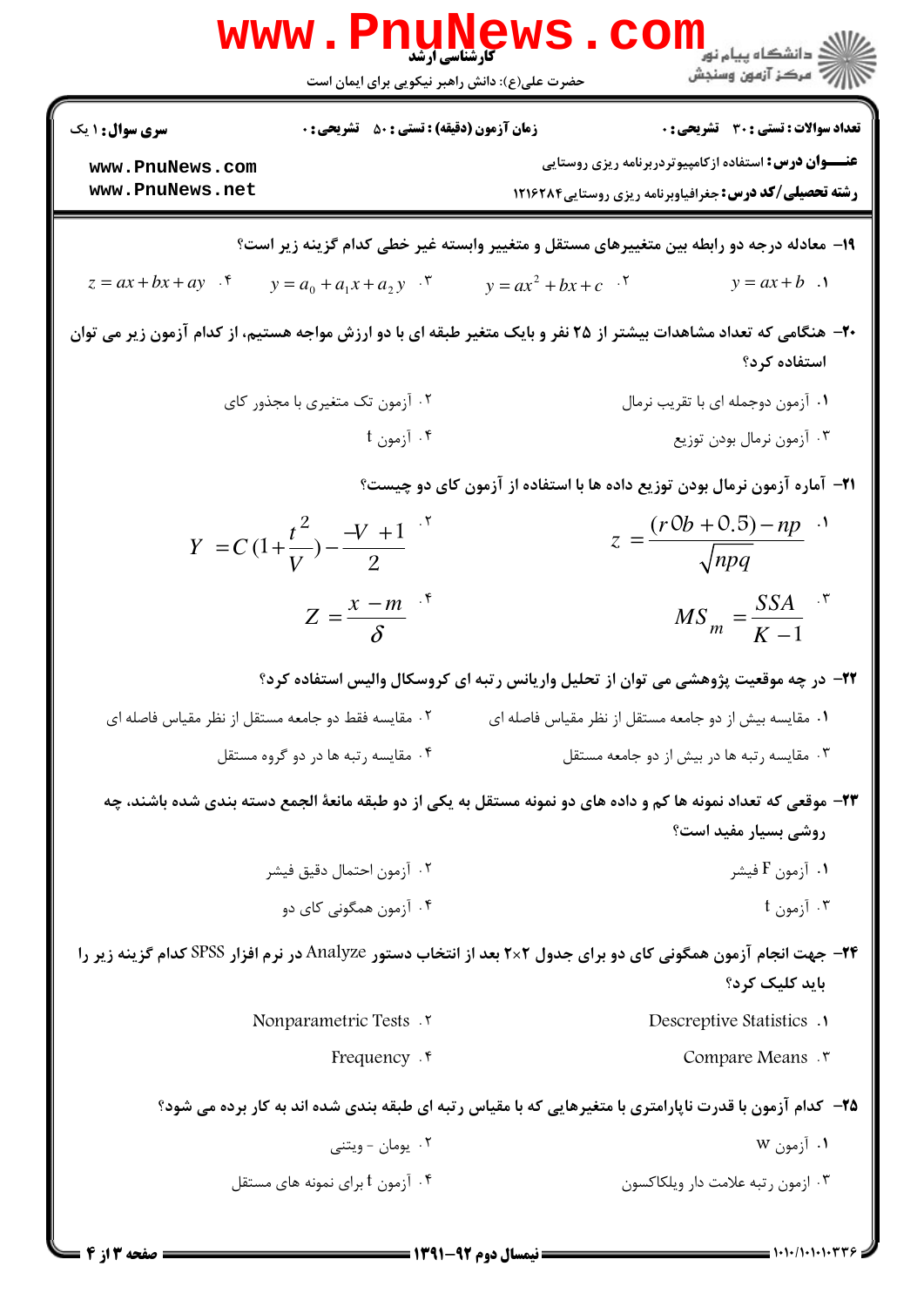۱۹- معادله درجه دو رابطه بین متغییرهای مستقل و متغییر وابسته غیر خطی کدام گزینه زیر است؟

۱. $y = ax + b$

۲. $y = ax^2 + bx + c$

۳. $y = a_0 + a_1x + a_2y$

۴. $z = ax + bx + ay$

۲۰- هنگامی که تعداد مشاهدات بیشتر از ۲۵ نفر و بایک متغیر طبقه ای با دو ارزش مواجه هستیم، از کدام آزمون زیر می توان استفاده کرد؟

۱. آزمون دوجمله ای با تقریب نرمال

۲. آزمون تک متغیری با مجذور کای

۳. آزمون نرمال بودن توزیع

۴. آزمون t

۲۱- آماره آزمون نرمال بودن توزیع داده ها با استفاده از آزمون کای دو چیست؟

۱. $z = \frac{(r0b + 0.5) - np}{\sqrt{npq}}$

۲. $Y = C(1 + \frac{t^2}{V}) - \frac{-V + 1}{2}$

۳. $MS_m = \frac{SSA}{K - 1}$

۴. $Z = \frac{x - m}{\delta}$

۲۲- در چه موقعیت پژوهشی می توان از تحلیل واریانس رتبه ای کروسکال والیس استفاده کرد؟

۱. مقایسه بیش از دو جامعه مستقل از نظر مقیاس فاصله ای

۲. مقایسه فقط دو جامعه مستقل از نظر مقیاس فاصله ای

۳. مقایسه رتبه ها در بیش از دو جامعه مستقل

۴. مقایسه رتبه ها در دو گروه مستقل

۲۳- موقعی که تعداد نمونه ها کم و داده های دو نمونه مستقل به یکی از دو طبقه مانعهٔ الجمع دسته بندی شده باشند، چه روشی بسیار مفید است؟

۱. آزمون F فیشر

۲. آزمون احتمال دقیق فیشر

۳. آزمون t

۴. آزمون همگونی کای دو

۲۴- جهت انجام آزمون همگونی کای دو برای جدول ۲×۲ بعد از انتخاب دستور Analyze در نرم افزار SPSS کدام گزینه زیر را باید کلیک کرد؟

۱. Descreptive Statistics

۲. Nonparametric Tests

۳. Compare Means

۴. Frequency

۲۵- کدام آزمون با قدرت ناپارامتری با متغیرهایی که با مقیاس رتبه ای طبقه بندی شده اند به کار برده می شود؟

۱. آزمون w

۲. یومان - ویتنی

۳. ازمون رتبه علامت دار ویلکاکسون

۴. آزمون t برای نمونه های مستقل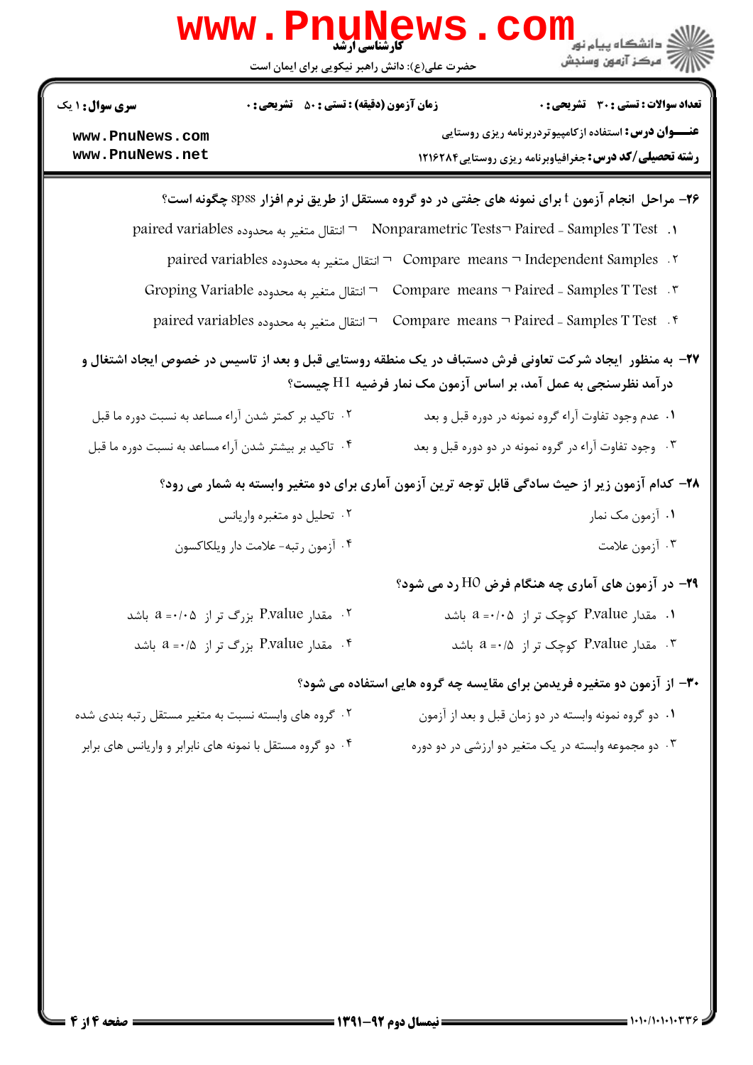۲۶- مراحل انجام آزمون t برای نمونه های جفتی در دو گروه مستقل از طریق نرم افزار spss چگونه است؟

۱. Nonparametric Tests ¬ Paired - Samples T Test ¬ انتقال متغیر به محدوده paired variables

۲. Compare means ¬ Independent Samples ¬ انتقال متغیر به محدوده paired variables

۳. Compare means ¬ Paired - Samples T Test ¬ انتقال متغیر به محدوده Groping Variable

۴. Compare means ¬ Paired - Samples T Test ¬ انتقال متغیر به محدوده paired variables

۲۷- به منظور ایجاد شرکت تعاونی فرش دستباف در یک منطقه روستایی قبل و بعد از تاسیس در خصوص ایجاد اشتغال و درآمد نظرسنجی به عمل آمد، بر اساس آزمون مک نمار فرضیه H1 چیست؟

۱. عدم وجود تفاوت آراء گروه نمونه در دوره قبل و بعد

۲. تاکید بر کمتر شدن آراء مساعد به نسبت دوره ما قبل

۳. وجود تفاوت آراء در گروه نمونه در دو دوره قبل و بعد

۴. تاکید بر بیشتر شدن آراء مساعد به نسبت دوره ما قبل

۲۸- کدام آزمون زیر از حیث سادگی قابل توجه ترین آزمون آماری برای دو متغیر وابسته به شمار می رود؟

۱. آزمون مک نمار

۲. تحلیل دو متغیره واریانس

۳. آزمون علامت

۴. آزمون رتبه- علامت دار ویلکاکسون

۲۹- در آزمون های آماری چه هنگام فرض H0 رد می شود؟

۱. مقدار P.value کوچک تر از a =۰/۰۵ باشد

۲. مقدار P.value بزرگ تر از a =۰/۰۵ باشد

۳. مقدار P.value کوچک تر از a =۰/۵ باشد

۴. مقدار P.value بزرگ تر از a =۰/۵ باشد

۳۰- از آزمون دو متغیره فریدمن برای مقایسه چه گروه هایی استفاده می شود؟

۱. دو گروه نمونه وابسته در دو زمان قبل و بعد از آزمون

۲. گروه های وابسته نسبت به متغیر مستقل رتبه بندی شده

۳. دو مجموعه وابسته در یک متغیر دو ارزشی در دو دوره

۴. دو گروه مستقل با نمونه های نابرابر و واریانس های برابر